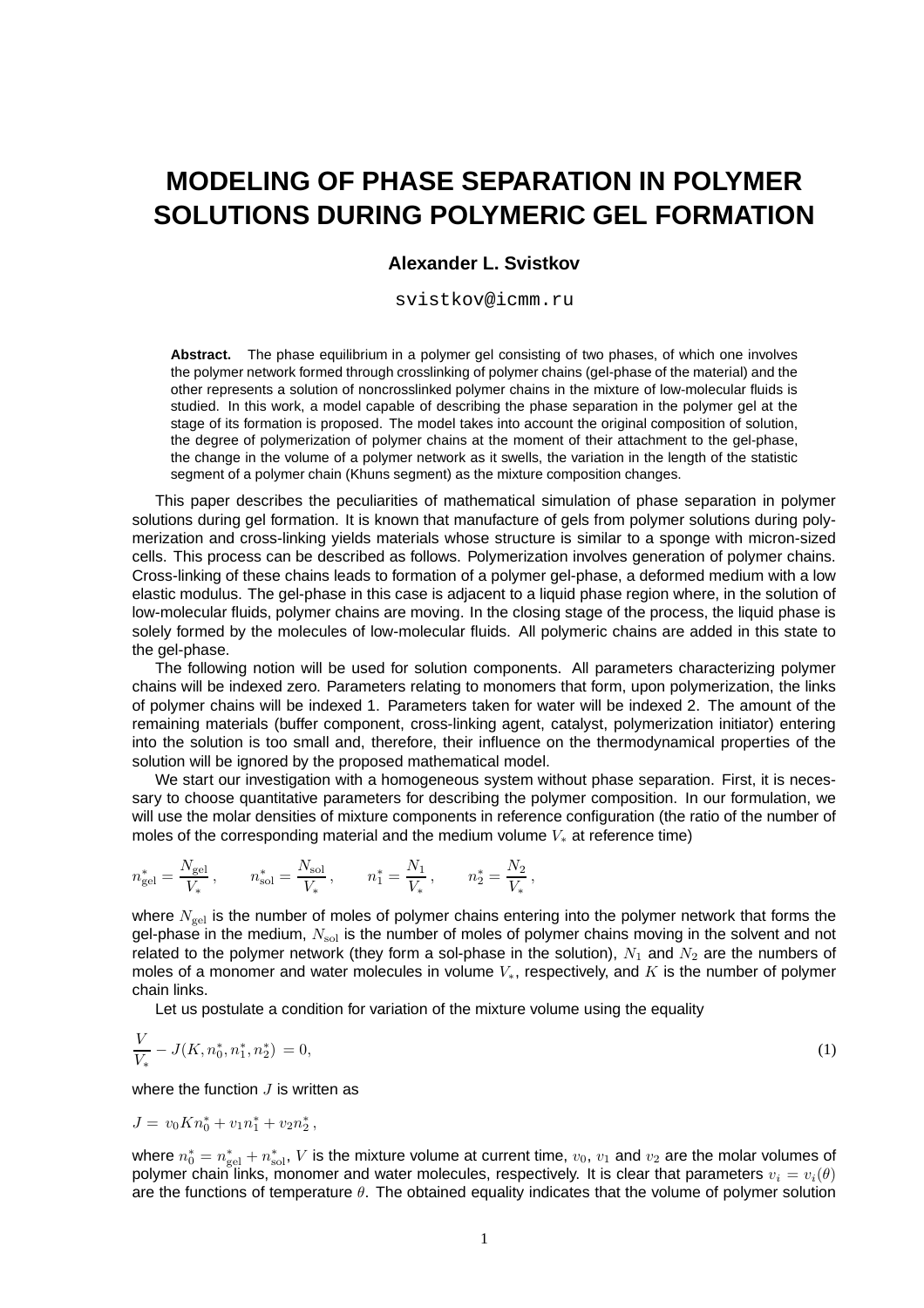# MODELING OF PHASE SEPARATION IN POLYMER SOLUTIONS DURING POLYMERIC GEL FORMATION

**Alexander L. Svistkov**

svistkov@icmm.ru

**Abstract.** The phase equilibrium in a polymer gel consisting of two phases, of which one involves the polymer network formed through crosslinking of polymer chains (gel-phase of the material) and the other represents a solution of noncrosslinked polymer chains in the mixture of low-molecular fluids is studied. In this work, a model capable of describing the phase separation in the polymer gel at the stage of its formation is proposed. The model takes into account the original composition of solution, the degree of polymerization of polymer chains at the moment of their attachment to the gel-phase, the change in the volume of a polymer network as it swells, the variation in the length of the statistic segment of a polymer chain (Khuns segment) as the mixture composition changes.

This paper describes the peculiarities of mathematical simulation of phase separation in polymer solutions during gel formation. It is known that manufacture of gels from polymer solutions during polymerization and cross-linking yields materials whose structure is similar to a sponge with micron-sized cells. This process can be described as follows. Polymerization involves generation of polymer chains. Cross-linking of these chains leads to formation of a polymer gel-phase, a deformed medium with a low elastic modulus. The gel-phase in this case is adjacent to a liquid phase region where, in the solution of low-molecular fluids, polymer chains are moving. In the closing stage of the process, the liquid phase is solely formed by the molecules of low-molecular fluids. All polymeric chains are added in this state to the gel-phase.

The following notion will be used for solution components. All parameters characterizing polymer chains will be indexed zero. Parameters relating to monomers that form, upon polymerization, the links of polymer chains will be indexed 1. Parameters taken for water will be indexed 2. The amount of the remaining materials (buffer component, cross-linking agent, catalyst, polymerization initiator) entering into the solution is too small and, therefore, their influence on the thermodynamical properties of the solution will be ignored by the proposed mathematical model.

We start our investigation with a homogeneous system without phase separation. First, it is necessary to choose quantitative parameters for describing the polymer composition. In our formulation, we will use the molar densities of mixture components in reference configuration (the ratio of the number of moles of the corresponding material and the medium volume $V_*$ at reference time)

$$n^*_{\mathrm{gel}} = \frac{N_{\mathrm{gel}}}{V_*}\,, \qquad n^*_{\mathrm{sol}} = \frac{N_{\mathrm{sol}}}{V_*}\,, \qquad n^*_1 = \frac{N_1}{V_*}\,, \qquad n^*_2 = \frac{N_2}{V_*}\,,$$

where $N_{\mathrm{gel}}$ is the number of moles of polymer chains entering into the polymer network that forms the gel-phase in the medium, $N_{\mathrm{sol}}$ is the number of moles of polymer chains moving in the solvent and not related to the polymer network (they form a sol-phase in the solution), $N_1$ and $N_2$ are the numbers of moles of a monomer and water molecules in volume $V_*$, respectively, and $K$ is the number of polymer chain links.

Let us postulate a condition for variation of the mixture volume using the equality

$$\frac{V}{V_*} - J(K, n^*_0, n^*_1, n^*_2) = 0, \tag{1}$$

where the function $J$ is written as

$$J = v_0 K n^*_0 + v_1 n^*_1 + v_2 n^*_2\,,$$

where $n^*_0 = n^*_{\mathrm{gel}} + n^*_{\mathrm{sol}}$, $V$ is the mixture volume at current time, $v_0$, $v_1$ and $v_2$ are the molar volumes of polymer chain links, monomer and water molecules, respectively. It is clear that parameters $v_i = v_i(\theta)$ are the functions of temperature $\theta$. The obtained equality indicates that the volume of polymer solution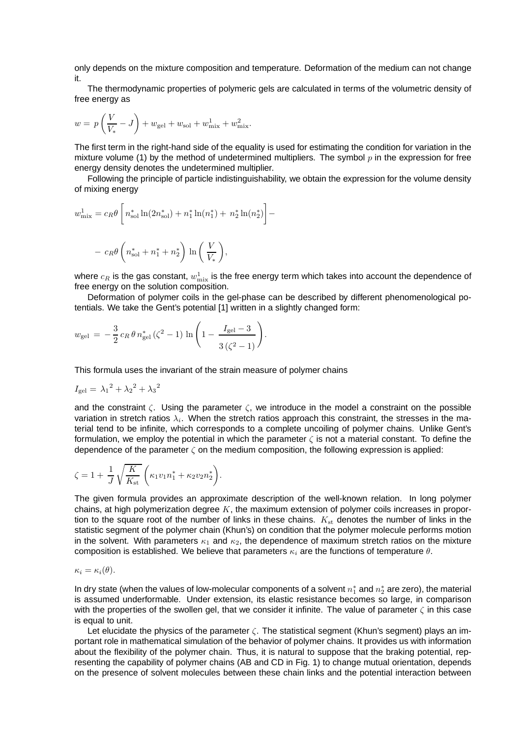only depends on the mixture composition and temperature. Deformation of the medium can not change it.

The thermodynamic properties of polymeric gels are calculated in terms of the volumetric density of free energy as

$$w = p\left(\frac{V}{V_*} - J\right) + w_{\rm gel} + w_{\rm sol} + w^1_{\rm mix} + w^2_{\rm mix}.$$

The first term in the right-hand side of the equality is used for estimating the condition for variation in the mixture volume (1) by the method of undetermined multipliers. The symbol $p$ in the expression for free energy density denotes the undetermined multiplier.

Following the principle of particle indistinguishability, we obtain the expression for the volume density of mixing energy

$$w^1_{\rm mix} = c_R\theta\left[n^*_{\rm sol}\ln(2n^*_{\rm sol}) + n^*_1\ln(n^*_1) + n^*_2\ln(n^*_2)\right] -$$

$$- \; c_R\theta\left(n^*_{\rm sol} + n^*_1 + n^*_2\right)\ln\left(\frac{V}{V_*}\right),$$

where $c_R$ is the gas constant, $w^1_{\rm mix}$ is the free energy term which takes into account the dependence of free energy on the solution composition.

Deformation of polymer coils in the gel-phase can be described by different phenomenological potentials. We take the Gent's potential [1] written in a slightly changed form:

$$w_{\rm gel} = -\frac{3}{2}\,c_R\,\theta\,n^*_{\rm gel}\,(\zeta^2-1)\,\ln\left(1 - \frac{I_{\rm gel}-3}{3\,(\zeta^2-1)}\right).$$

This formula uses the invariant of the strain measure of polymer chains

$$I_{\rm gel} = {\lambda_1}^2 + {\lambda_2}^2 + {\lambda_3}^2$$

and the constraint $\zeta$. Using the parameter $\zeta$, we introduce in the model a constraint on the possible variation in stretch ratios $\lambda_i$. When the stretch ratios approach this constraint, the stresses in the material tend to be infinite, which corresponds to a complete uncoiling of polymer chains. Unlike Gent's formulation, we employ the potential in which the parameter $\zeta$ is not a material constant. To define the dependence of the parameter $\zeta$ on the medium composition, the following expression is applied:

$$\zeta = 1 + \frac{1}{J}\sqrt{\frac{K}{K_{\rm st}}}\left(\kappa_1 v_1 n^*_1 + \kappa_2 v_2 n^*_2\right).$$

The given formula provides an approximate description of the well-known relation. In long polymer chains, at high polymerization degree $K$, the maximum extension of polymer coils increases in proportion to the square root of the number of links in these chains. $K_{\rm st}$ denotes the number of links in the statistic segment of the polymer chain (Khun's) on condition that the polymer molecule performs motion in the solvent. With parameters $\kappa_1$ and $\kappa_2$, the dependence of maximum stretch ratios on the mixture composition is established. We believe that parameters $\kappa_i$ are the functions of temperature $\theta$.

$$\kappa_i = \kappa_i(\theta).$$

In dry state (when the values of low-molecular components of a solvent $n^*_1$ and $n^*_2$ are zero), the material is assumed underformable. Under extension, its elastic resistance becomes so large, in comparison with the properties of the swollen gel, that we consider it infinite. The value of parameter $\zeta$ in this case is equal to unit.

Let elucidate the physics of the parameter $\zeta$. The statistical segment (Khun's segment) plays an important role in mathematical simulation of the behavior of polymer chains. It provides us with information about the flexibility of the polymer chain. Thus, it is natural to suppose that the braking potential, representing the capability of polymer chains (AB and CD in Fig. 1) to change mutual orientation, depends on the presence of solvent molecules between these chain links and the potential interaction between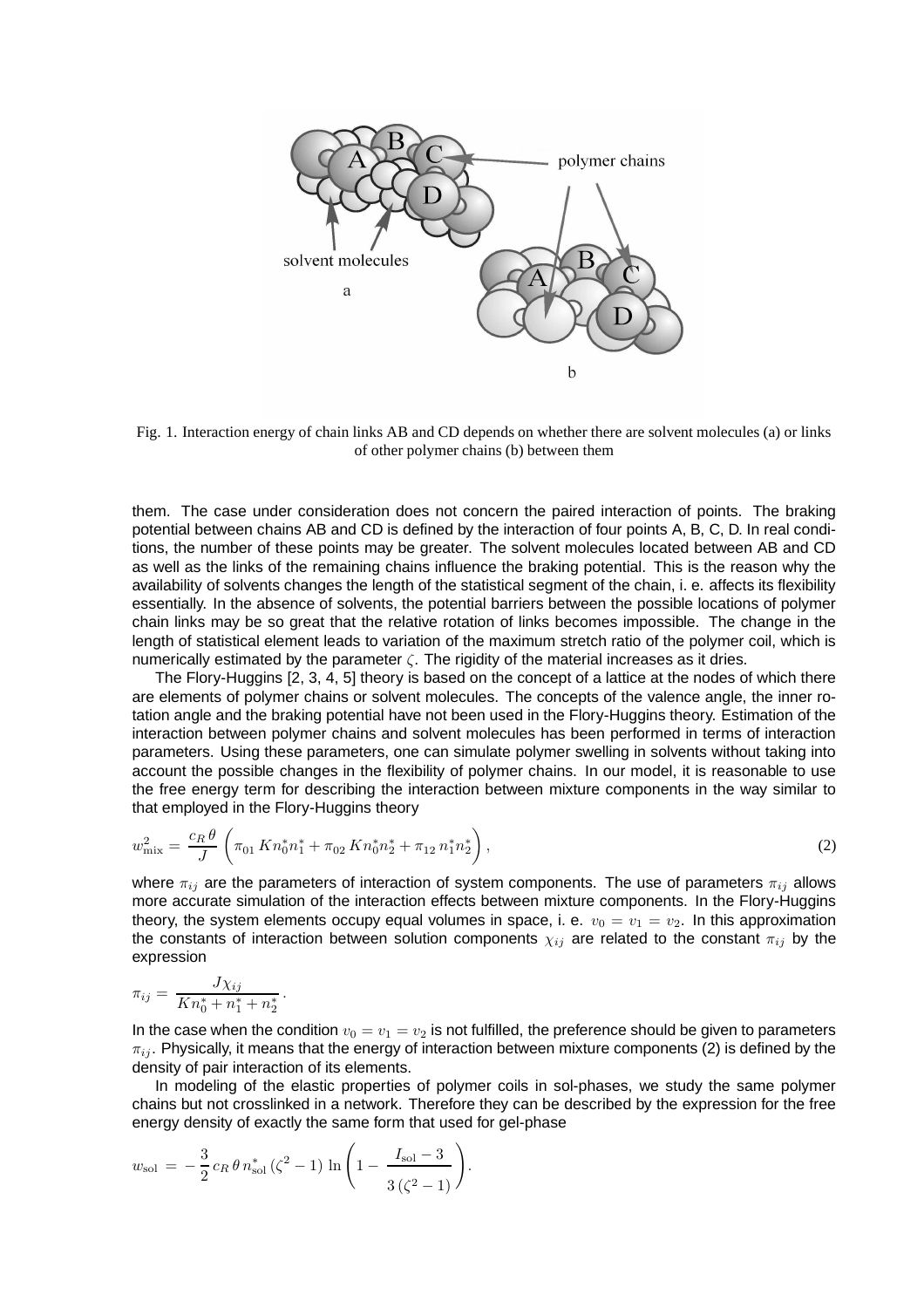Fig. 1. Interaction energy of chain links AB and CD depends on whether there are solvent molecules (a) or links of other polymer chains (b) between them

them. The case under consideration does not concern the paired interaction of points. The braking potential between chains AB and CD is defined by the interaction of four points A, B, C, D. In real conditions, the number of these points may be greater. The solvent molecules located between AB and CD as well as the links of the remaining chains influence the braking potential. This is the reason why the availability of solvents changes the length of the statistical segment of the chain, i. e. affects its flexibility essentially. In the absence of solvents, the potential barriers between the possible locations of polymer chain links may be so great that the relative rotation of links becomes impossible. The change in the length of statistical element leads to variation of the maximum stretch ratio of the polymer coil, which is numerically estimated by the parameter $\zeta$. The rigidity of the material increases as it dries.

The Flory-Huggins [2, 3, 4, 5] theory is based on the concept of a lattice at the nodes of which there are elements of polymer chains or solvent molecules. The concepts of the valence angle, the inner rotation angle and the braking potential have not been used in the Flory-Huggins theory. Estimation of the interaction between polymer chains and solvent molecules has been performed in terms of interaction parameters. Using these parameters, one can simulate polymer swelling in solvents without taking into account the possible changes in the flexibility of polymer chains. In our model, it is reasonable to use the free energy term for describing the interaction between mixture components in the way similar to that employed in the Flory-Huggins theory

$$w^2_{\rm mix} = \frac{c_R\,\theta}{J}\left(\pi_{01}\,Kn^*_0 n^*_1 + \pi_{02}\,Kn^*_0 n^*_2 + \pi_{12}\,n^*_1 n^*_2\right), \tag{2}$$

where $\pi_{ij}$ are the parameters of interaction of system components. The use of parameters $\pi_{ij}$ allows more accurate simulation of the interaction effects between mixture components. In the Flory-Huggins theory, the system elements occupy equal volumes in space, i. e. $v_0 = v_1 = v_2$. In this approximation the constants of interaction between solution components $\chi_{ij}$ are related to the constant $\pi_{ij}$ by the expression

$$\pi_{ij} = \frac{J\chi_{ij}}{Kn^*_0 + n^*_1 + n^*_2}\,.$$

In the case when the condition $v_0 = v_1 = v_2$ is not fulfilled, the preference should be given to parameters $\pi_{ij}$. Physically, it means that the energy of interaction between mixture components (2) is defined by the density of pair interaction of its elements.

In modeling of the elastic properties of polymer coils in sol-phases, we study the same polymer chains but not crosslinked in a network. Therefore they can be described by the expression for the free energy density of exactly the same form that used for gel-phase

$$w_{\rm sol} = -\frac{3}{2}\,c_R\,\theta\,n^*_{\rm sol}\,(\zeta^2-1)\,\ln\left(1 - \frac{I_{\rm sol}-3}{3\,(\zeta^2-1)}\right).$$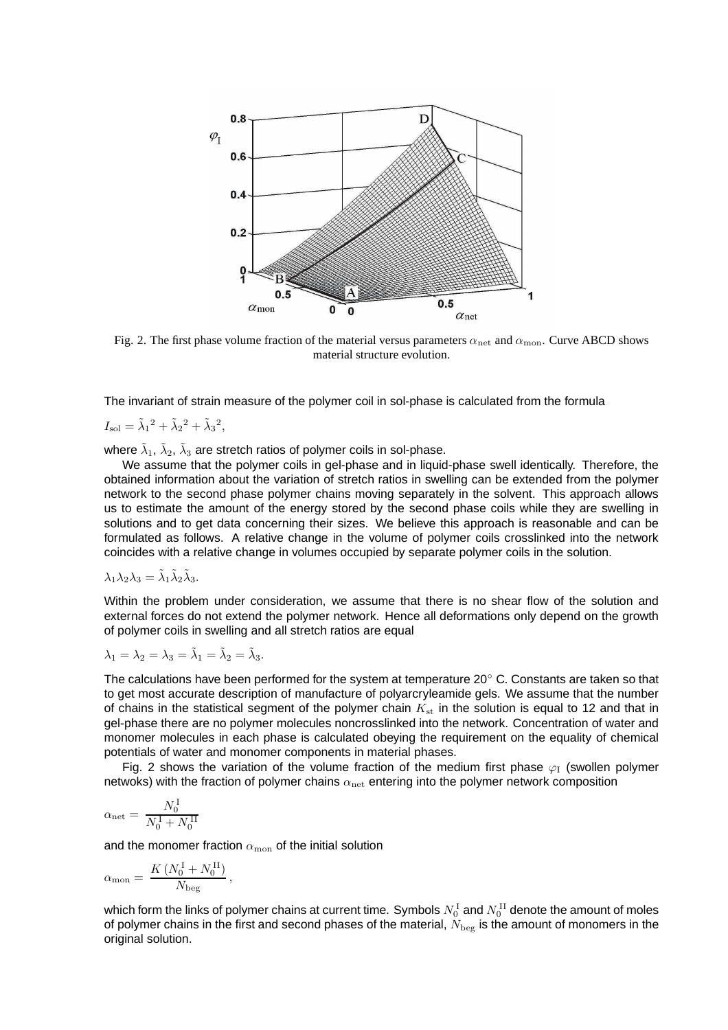Fig. 2. The first phase volume fraction of the material versus parameters $\alpha_{\rm net}$ and $\alpha_{\rm mon}$. Curve ABCD shows material structure evolution.

The invariant of strain measure of the polymer coil in sol-phase is calculated from the formula

$$I_{\rm sol} = \tilde{\lambda}_1{}^2 + \tilde{\lambda}_2{}^2 + \tilde{\lambda}_3{}^2,$$

where $\tilde{\lambda}_1$, $\tilde{\lambda}_2$, $\tilde{\lambda}_3$ are stretch ratios of polymer coils in sol-phase.

We assume that the polymer coils in gel-phase and in liquid-phase swell identically. Therefore, the obtained information about the variation of stretch ratios in swelling can be extended from the polymer network to the second phase polymer chains moving separately in the solvent. This approach allows us to estimate the amount of the energy stored by the second phase coils while they are swelling in solutions and to get data concerning their sizes. We believe this approach is reasonable and can be formulated as follows. A relative change in the volume of polymer coils crosslinked into the network coincides with a relative change in volumes occupied by separate polymer coils in the solution.

$$\lambda_1\lambda_2\lambda_3 = \tilde{\lambda}_1\tilde{\lambda}_2\tilde{\lambda}_3.$$

Within the problem under consideration, we assume that there is no shear flow of the solution and external forces do not extend the polymer network. Hence all deformations only depend on the growth of polymer coils in swelling and all stretch ratios are equal

$$\lambda_1 = \lambda_2 = \lambda_3 = \tilde{\lambda}_1 = \tilde{\lambda}_2 = \tilde{\lambda}_3.$$

The calculations have been performed for the system at temperature 20° C. Constants are taken so that to get most accurate description of manufacture of polyarcryleamide gels. We assume that the number of chains in the statistical segment of the polymer chain $K_{\rm st}$ in the solution is equal to 12 and that in gel-phase there are no polymer molecules noncrosslinked into the network. Concentration of water and monomer molecules in each phase is calculated obeying the requirement on the equality of chemical potentials of water and monomer components in material phases.

Fig. 2 shows the variation of the volume fraction of the medium first phase $\varphi_{\rm I}$ (swollen polymer netwoks) with the fraction of polymer chains $\alpha_{\rm net}$ entering into the polymer network composition

$$\alpha_{\rm net} = \frac{N_0^{\rm I}}{N_0^{\rm I} + N_0^{\rm II}}$$

and the monomer fraction $\alpha_{\rm mon}$ of the initial solution

$$\alpha_{\rm mon} = \frac{K\,(N_0^{\rm I} + N_0^{\rm II})}{N_{\rm beg}},$$

which form the links of polymer chains at current time. Symbols $N_0^{\rm I}$ and $N_0^{\rm II}$ denote the amount of moles of polymer chains in the first and second phases of the material, $N_{\rm beg}$ is the amount of monomers in the original solution.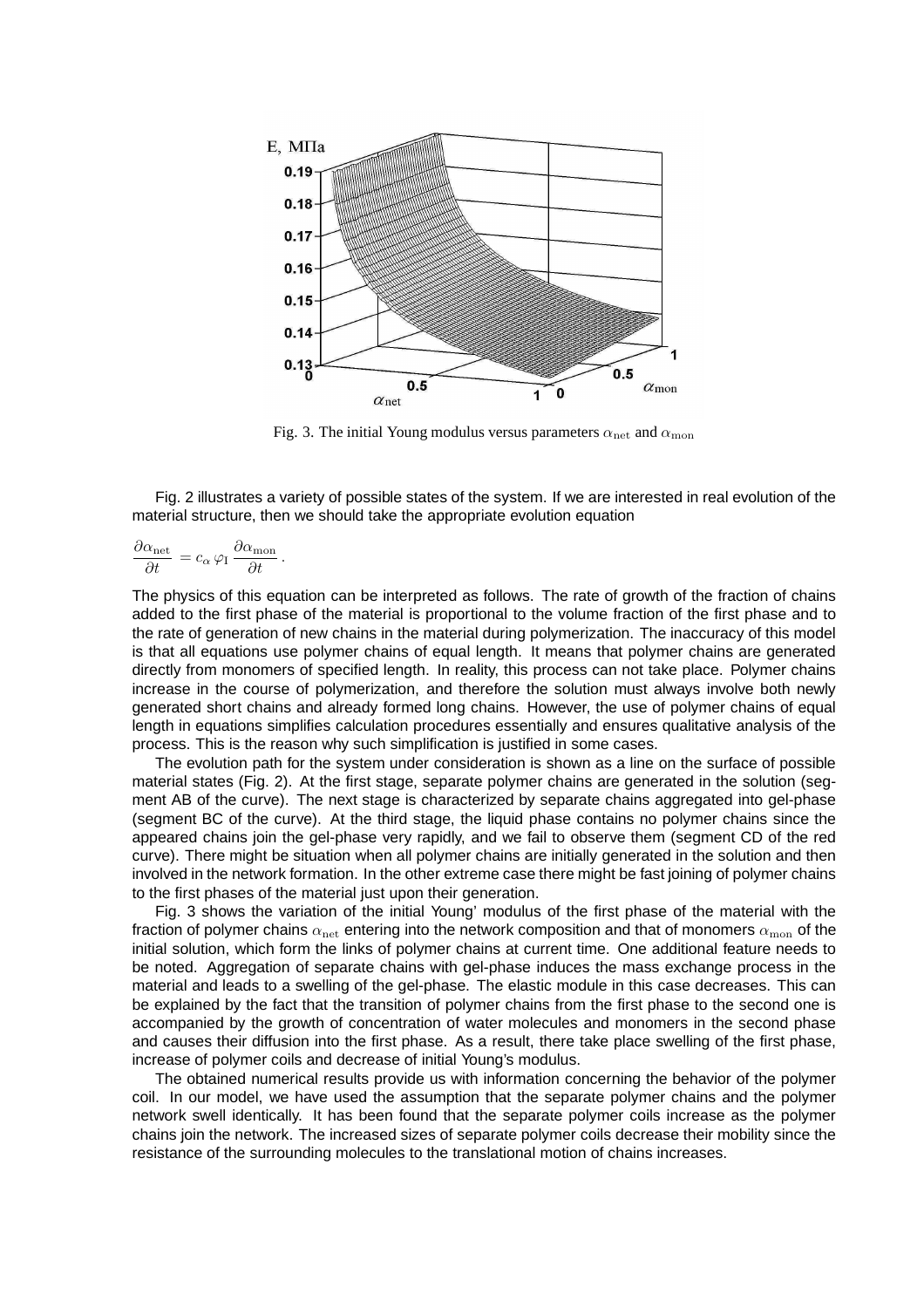Fig. 3. The initial Young modulus versus parameters $\alpha_{\rm net}$ and $\alpha_{\rm mon}$

Fig. 2 illustrates a variety of possible states of the system. If we are interested in real evolution of the material structure, then we should take the appropriate evolution equation

$$\frac{\partial \alpha_{\rm net}}{\partial t} = c_\alpha \, \varphi_{\rm I} \, \frac{\partial \alpha_{\rm mon}}{\partial t} \, .$$

The physics of this equation can be interpreted as follows. The rate of growth of the fraction of chains added to the first phase of the material is proportional to the volume fraction of the first phase and to the rate of generation of new chains in the material during polymerization. The inaccuracy of this model is that all equations use polymer chains of equal length. It means that polymer chains are generated directly from monomers of specified length. In reality, this process can not take place. Polymer chains increase in the course of polymerization, and therefore the solution must always involve both newly generated short chains and already formed long chains. However, the use of polymer chains of equal length in equations simplifies calculation procedures essentially and ensures qualitative analysis of the process. This is the reason why such simplification is justified in some cases.

The evolution path for the system under consideration is shown as a line on the surface of possible material states (Fig. 2). At the first stage, separate polymer chains are generated in the solution (segment AB of the curve). The next stage is characterized by separate chains aggregated into gel-phase (segment BC of the curve). At the third stage, the liquid phase contains no polymer chains since the appeared chains join the gel-phase very rapidly, and we fail to observe them (segment CD of the red curve). There might be situation when all polymer chains are initially generated in the solution and then involved in the network formation. In the other extreme case there might be fast joining of polymer chains to the first phases of the material just upon their generation.

Fig. 3 shows the variation of the initial Young' modulus of the first phase of the material with the fraction of polymer chains $\alpha_{\rm net}$ entering into the network composition and that of monomers $\alpha_{\rm mon}$ of the initial solution, which form the links of polymer chains at current time. One additional feature needs to be noted. Aggregation of separate chains with gel-phase induces the mass exchange process in the material and leads to a swelling of the gel-phase. The elastic module in this case decreases. This can be explained by the fact that the transition of polymer chains from the first phase to the second one is accompanied by the growth of concentration of water molecules and monomers in the second phase and causes their diffusion into the first phase. As a result, there take place swelling of the first phase, increase of polymer coils and decrease of initial Young's modulus.

The obtained numerical results provide us with information concerning the behavior of the polymer coil. In our model, we have used the assumption that the separate polymer chains and the polymer network swell identically. It has been found that the separate polymer coils increase as the polymer chains join the network. The increased sizes of separate polymer coils decrease their mobility since the resistance of the surrounding molecules to the translational motion of chains increases.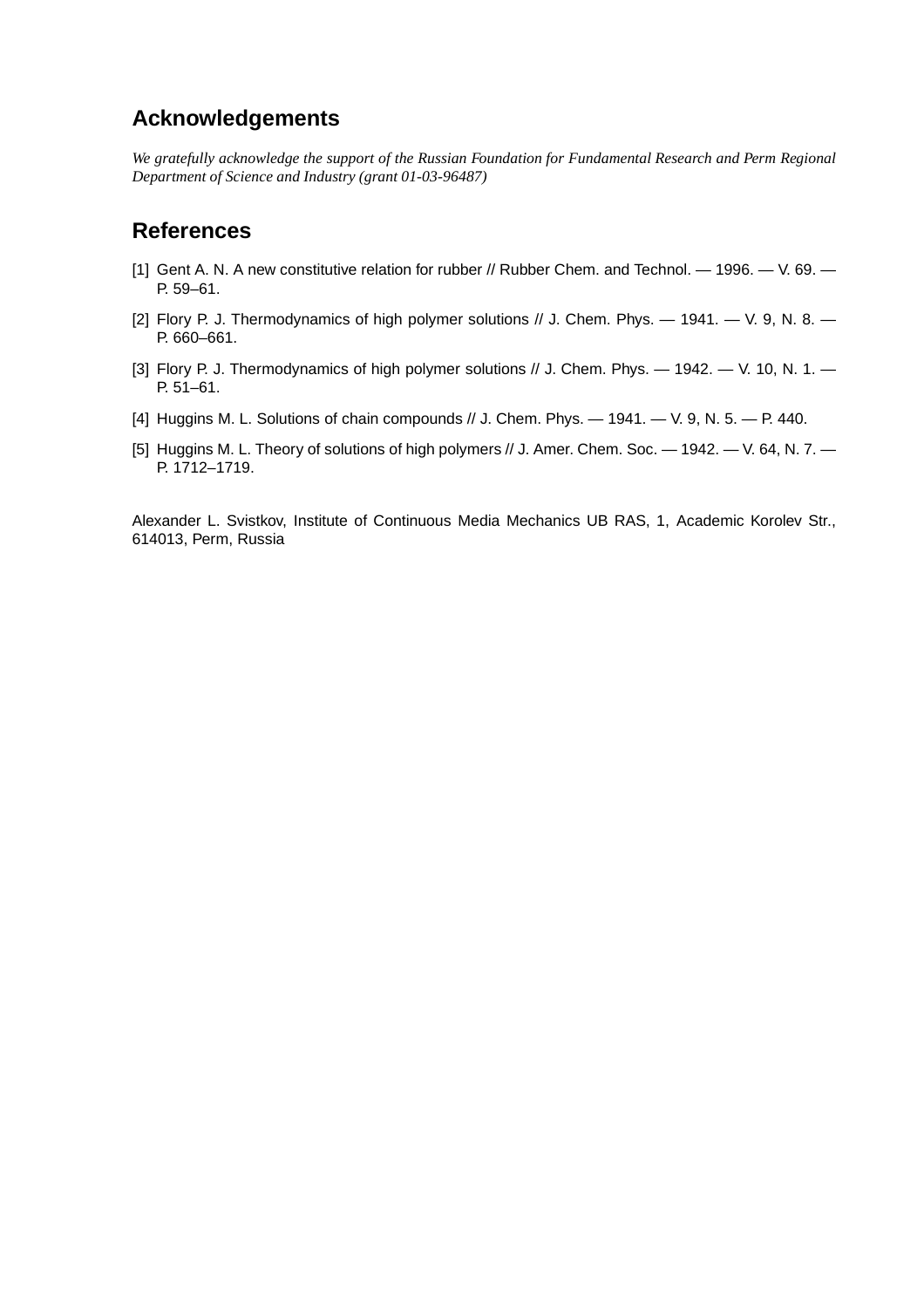## Acknowledgements

*We gratefully acknowledge the support of the Russian Foundation for Fundamental Research and Perm Regional Department of Science and Industry (grant 01-03-96487)*

## References

[1] Gent A. N. A new constitutive relation for rubber // Rubber Chem. and Technol. — 1996. — V. 69. — P. 59–61.

[2] Flory P. J. Thermodynamics of high polymer solutions // J. Chem. Phys. — 1941. — V. 9, N. 8. — P. 660–661.

[3] Flory P. J. Thermodynamics of high polymer solutions // J. Chem. Phys. — 1942. — V. 10, N. 1. — P. 51–61.

[4] Huggins M. L. Solutions of chain compounds // J. Chem. Phys. — 1941. — V. 9, N. 5. — P. 440.

[5] Huggins M. L. Theory of solutions of high polymers // J. Amer. Chem. Soc. — 1942. — V. 64, N. 7. — P. 1712–1719.

Alexander L. Svistkov, Institute of Continuous Media Mechanics UB RAS, 1, Academic Korolev Str., 614013, Perm, Russia